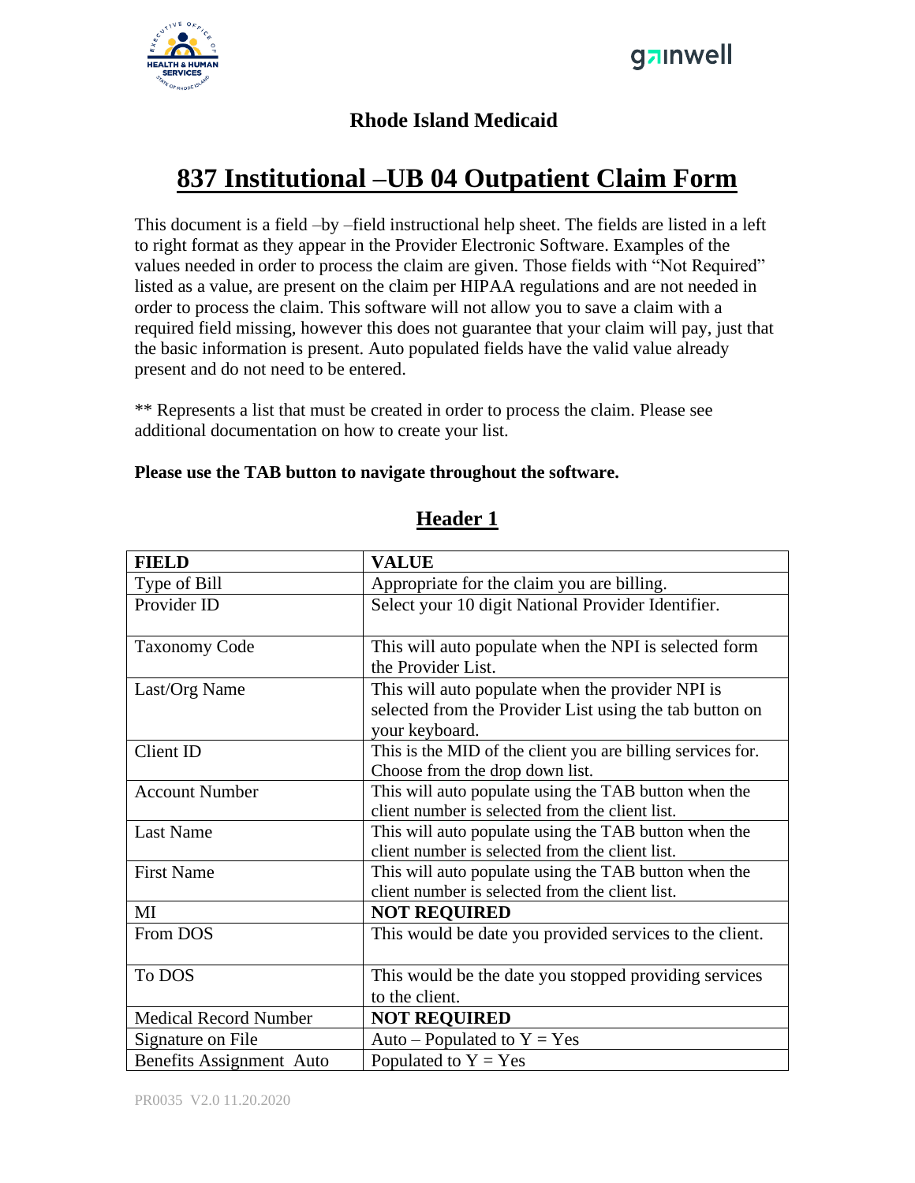## Rhode Island Medicaid

# 837 Institutional –UB 04 Outpatient Claim Form

This document is a field –by –field instructional help sheet. The fields are listed in a left to right format as they appear in the Provider Electronic Software. Examples of the values needed in order to process the claim are given. Those fields with "Not Required" listed as a value, are present on the claim per HIPAA regulations and are not needed in order to process the claim. This software will not allow you to save a claim with a required field missing, however this does not guarantee that your claim will pay, just that the basic information is present. Auto populated fields have the valid value already present and do not need to be entered.

** Represents a list that must be created in order to process the claim. Please see additional documentation on how to create your list.

**Please use the TAB button to navigate throughout the software.**

## Header 1

| FIELD | VALUE |
|---|---|
| Type of Bill | Appropriate for the claim you are billing. |
| Provider ID | Select your 10 digit National Provider Identifier. |
| Taxonomy Code | This will auto populate when the NPI is selected form the Provider List. |
| Last/Org Name | This will auto populate when the provider NPI is selected from the Provider List using the tab button on your keyboard. |
| Client ID | This is the MID of the client you are billing services for. Choose from the drop down list. |
| Account Number | This will auto populate using the TAB button when the client number is selected from the client list. |
| Last Name | This will auto populate using the TAB button when the client number is selected from the client list. |
| First Name | This will auto populate using the TAB button when the client number is selected from the client list. |
| MI | **NOT REQUIRED** |
| From DOS | This would be date you provided services to the client. |
| To DOS | This would be the date you stopped providing services to the client. |
| Medical Record Number | **NOT REQUIRED** |
| Signature on File | Auto – Populated to Y = Yes |
| Benefits Assignment Auto | Populated to Y = Yes |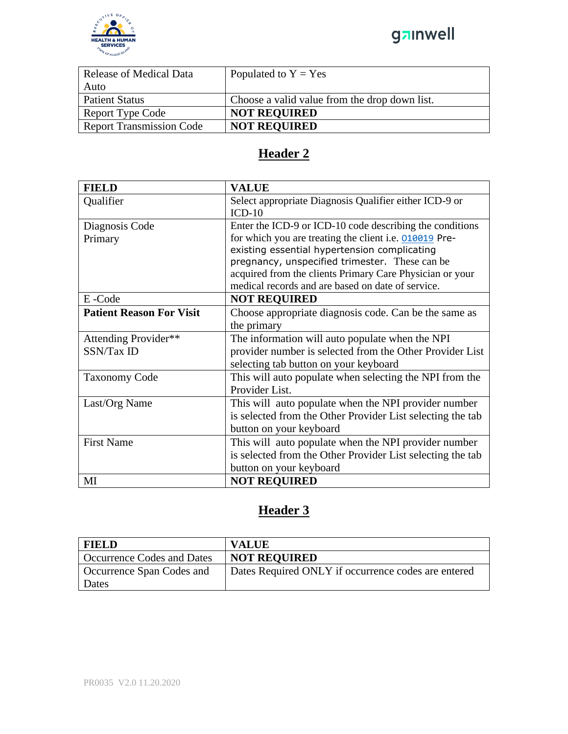| Release of Medical Data Auto | Populated to Y = Yes |
|---|---|
| Patient Status | Choose a valid value from the drop down list. |
| Report Type Code | **NOT REQUIRED** |
| Report Transmission Code | **NOT REQUIRED** |

## Header 2

| FIELD | VALUE |
|---|---|
| Qualifier | Select appropriate Diagnosis Qualifier either ICD-9 or ICD-10 |
| Diagnosis Code Primary | Enter the ICD-9 or ICD-10 code describing the conditions for which you are treating the client i.e. 010019 Pre-existing essential hypertension complicating pregnancy, unspecified trimester. These can be acquired from the clients Primary Care Physician or your medical records and are based on date of service. |
| E -Code | **NOT REQUIRED** |
| **Patient Reason For Visit** | Choose appropriate diagnosis code. Can be the same as the primary |
| Attending Provider** SSN/Tax ID | The information will auto populate when the NPI provider number is selected from the Other Provider List selecting tab button on your keyboard |
| Taxonomy Code | This will auto populate when selecting the NPI from the Provider List. |
| Last/Org Name | This will auto populate when the NPI provider number is selected from the Other Provider List selecting the tab button on your keyboard |
| First Name | This will auto populate when the NPI provider number is selected from the Other Provider List selecting the tab button on your keyboard |
| MI | **NOT REQUIRED** |

## Header 3

| FIELD | VALUE |
|---|---|
| Occurrence Codes and Dates | **NOT REQUIRED** |
| Occurrence Span Codes and Dates | Dates Required ONLY if occurrence codes are entered |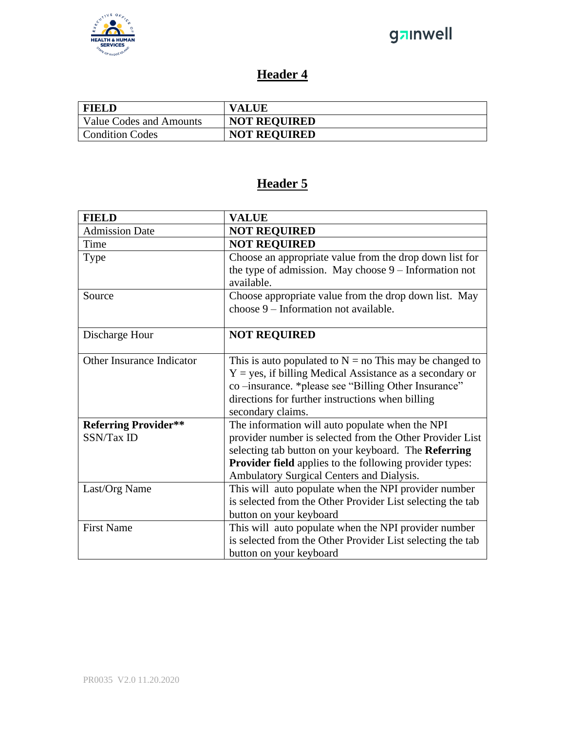## Header 4

| FIELD | VALUE |
|---|---|
| Value Codes and Amounts | **NOT REQUIRED** |
| Condition Codes | **NOT REQUIRED** |

## Header 5

| FIELD | VALUE |
|---|---|
| Admission Date | **NOT REQUIRED** |
| Time | **NOT REQUIRED** |
| Type | Choose an appropriate value from the drop down list for the type of admission. May choose 9 – Information not available. |
| Source | Choose appropriate value from the drop down list. May choose 9 – Information not available. |
| Discharge Hour | **NOT REQUIRED** |
| Other Insurance Indicator | This is auto populated to N = no This may be changed to Y = yes, if billing Medical Assistance as a secondary or co –insurance. *please see "Billing Other Insurance" directions for further instructions when billing secondary claims. |
| **Referring Provider**** SSN/Tax ID | The information will auto populate when the NPI provider number is selected from the Other Provider List selecting tab button on your keyboard. The **Referring Provider field** applies to the following provider types: Ambulatory Surgical Centers and Dialysis. |
| Last/Org Name | This will auto populate when the NPI provider number is selected from the Other Provider List selecting the tab button on your keyboard |
| First Name | This will auto populate when the NPI provider number is selected from the Other Provider List selecting the tab button on your keyboard |

PR0035 V2.0 11.20.2020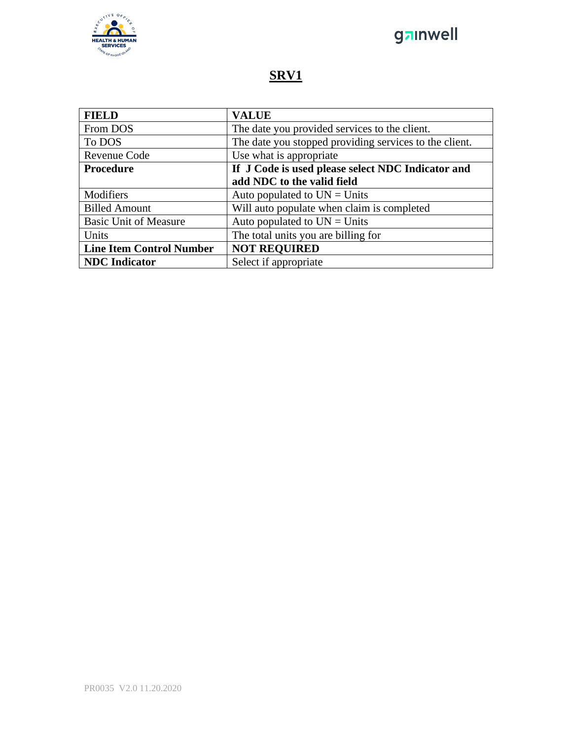# SRV1

| FIELD | VALUE |
|---|---|
| From DOS | The date you provided services to the client. |
| To DOS | The date you stopped providing services to the client. |
| Revenue Code | Use what is appropriate |
| **Procedure** | **If J Code is used please select NDC Indicator and add NDC to the valid field** |
| Modifiers | Auto populated to UN = Units |
| Billed Amount | Will auto populate when claim is completed |
| Basic Unit of Measure | Auto populated to UN = Units |
| Units | The total units you are billing for |
| **Line Item Control Number** | **NOT REQUIRED** |
| **NDC Indicator** | Select if appropriate |

PR0035 V2.0 11.20.2020